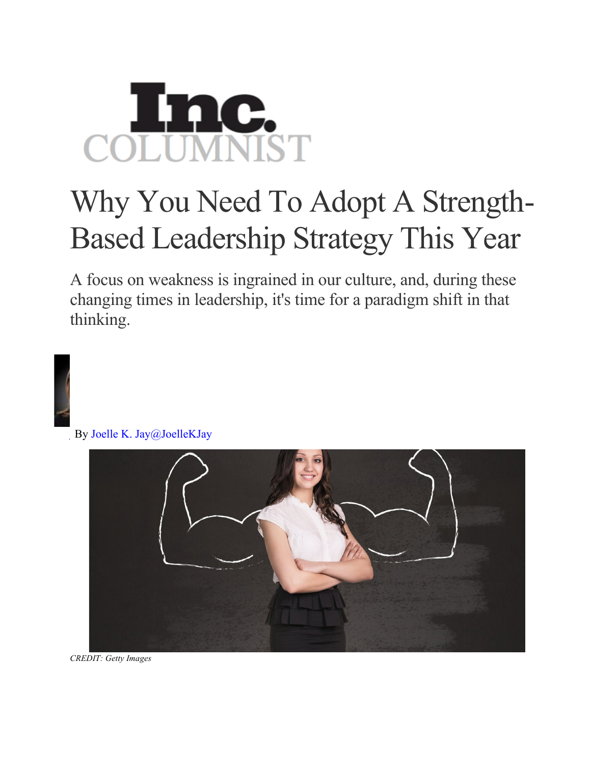Inc. COLUMNIST

# Why You Need To Adopt A Strength-Based Leadership Strategy This Year

A focus on weakness is ingrained in our culture, and, during these changing times in leadership, it's time for a paradigm shift in that thinking.

By Joelle K. Jay@JoelleKJay

*CREDIT: Getty Images*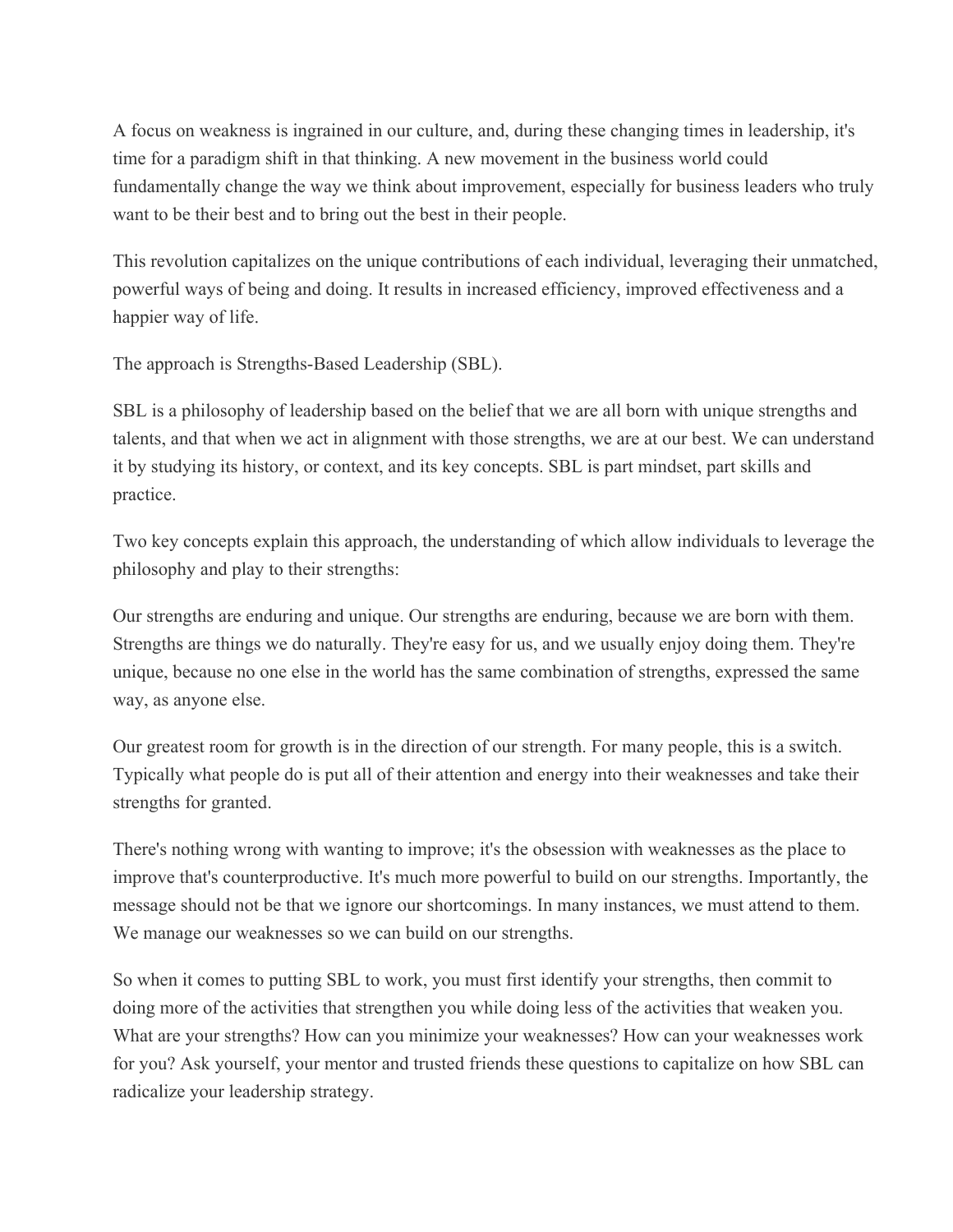A focus on weakness is ingrained in our culture, and, during these changing times in leadership, it's time for a paradigm shift in that thinking. A new movement in the business world could fundamentally change the way we think about improvement, especially for business leaders who truly want to be their best and to bring out the best in their people.

This revolution capitalizes on the unique contributions of each individual, leveraging their unmatched, powerful ways of being and doing. It results in increased efficiency, improved effectiveness and a happier way of life.

The approach is Strengths-Based Leadership (SBL).

SBL is a philosophy of leadership based on the belief that we are all born with unique strengths and talents, and that when we act in alignment with those strengths, we are at our best. We can understand it by studying its history, or context, and its key concepts. SBL is part mindset, part skills and practice.

Two key concepts explain this approach, the understanding of which allow individuals to leverage the philosophy and play to their strengths:

Our strengths are enduring and unique. Our strengths are enduring, because we are born with them. Strengths are things we do naturally. They're easy for us, and we usually enjoy doing them. They're unique, because no one else in the world has the same combination of strengths, expressed the same way, as anyone else.

Our greatest room for growth is in the direction of our strength. For many people, this is a switch. Typically what people do is put all of their attention and energy into their weaknesses and take their strengths for granted.

There's nothing wrong with wanting to improve; it's the obsession with weaknesses as the place to improve that's counterproductive. It's much more powerful to build on our strengths. Importantly, the message should not be that we ignore our shortcomings. In many instances, we must attend to them. We manage our weaknesses so we can build on our strengths.

So when it comes to putting SBL to work, you must first identify your strengths, then commit to doing more of the activities that strengthen you while doing less of the activities that weaken you. What are your strengths? How can you minimize your weaknesses? How can your weaknesses work for you? Ask yourself, your mentor and trusted friends these questions to capitalize on how SBL can radicalize your leadership strategy.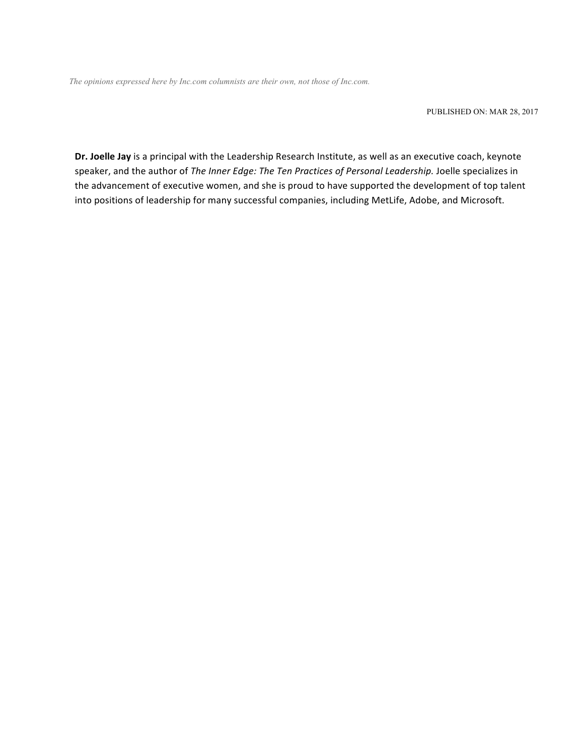*The opinions expressed here by Inc.com columnists are their own, not those of Inc.com.*

PUBLISHED ON: MAR 28, 2017

**Dr. Joelle Jay** is a principal with the Leadership Research Institute, as well as an executive coach, keynote speaker, and the author of *The Inner Edge: The Ten Practices of Personal Leadership.* Joelle specializes in the advancement of executive women, and she is proud to have supported the development of top talent into positions of leadership for many successful companies, including MetLife, Adobe, and Microsoft.